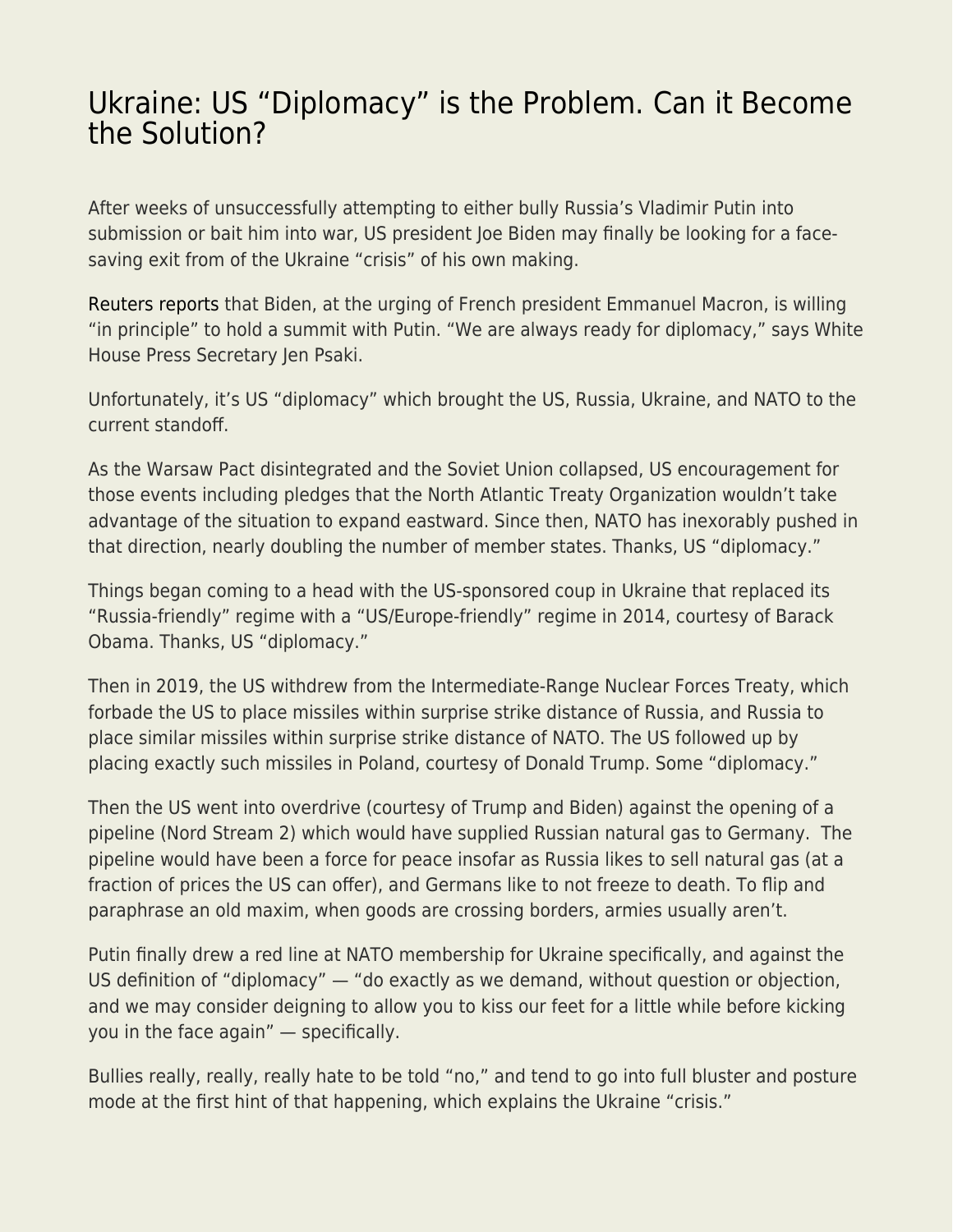# Ukraine: US "Diplomacy" is the Problem. Can it Become the Solution?

After weeks of unsuccessfully attempting to either bully Russia's Vladimir Putin into submission or bait him into war, US president Joe Biden may finally be looking for a face-saving exit from of the Ukraine "crisis" of his own making.

Reuters reports that Biden, at the urging of French president Emmanuel Macron, is willing "in principle" to hold a summit with Putin. "We are always ready for diplomacy," says White House Press Secretary Jen Psaki.

Unfortunately, it's US "diplomacy" which brought the US, Russia, Ukraine, and NATO to the current standoff.

As the Warsaw Pact disintegrated and the Soviet Union collapsed, US encouragement for those events including pledges that the North Atlantic Treaty Organization wouldn't take advantage of the situation to expand eastward. Since then, NATO has inexorably pushed in that direction, nearly doubling the number of member states. Thanks, US "diplomacy."

Things began coming to a head with the US-sponsored coup in Ukraine that replaced its "Russia-friendly" regime with a "US/Europe-friendly" regime in 2014, courtesy of Barack Obama. Thanks, US "diplomacy."

Then in 2019, the US withdrew from the Intermediate-Range Nuclear Forces Treaty, which forbade the US to place missiles within surprise strike distance of Russia, and Russia to place similar missiles within surprise strike distance of NATO. The US followed up by placing exactly such missiles in Poland, courtesy of Donald Trump. Some "diplomacy."

Then the US went into overdrive (courtesy of Trump and Biden) against the opening of a pipeline (Nord Stream 2) which would have supplied Russian natural gas to Germany. The pipeline would have been a force for peace insofar as Russia likes to sell natural gas (at a fraction of prices the US can offer), and Germans like to not freeze to death. To flip and paraphrase an old maxim, when goods are crossing borders, armies usually aren't.

Putin finally drew a red line at NATO membership for Ukraine specifically, and against the US definition of "diplomacy" — "do exactly as we demand, without question or objection, and we may consider deigning to allow you to kiss our feet for a little while before kicking you in the face again" — specifically.

Bullies really, really, really hate to be told "no," and tend to go into full bluster and posture mode at the first hint of that happening, which explains the Ukraine "crisis."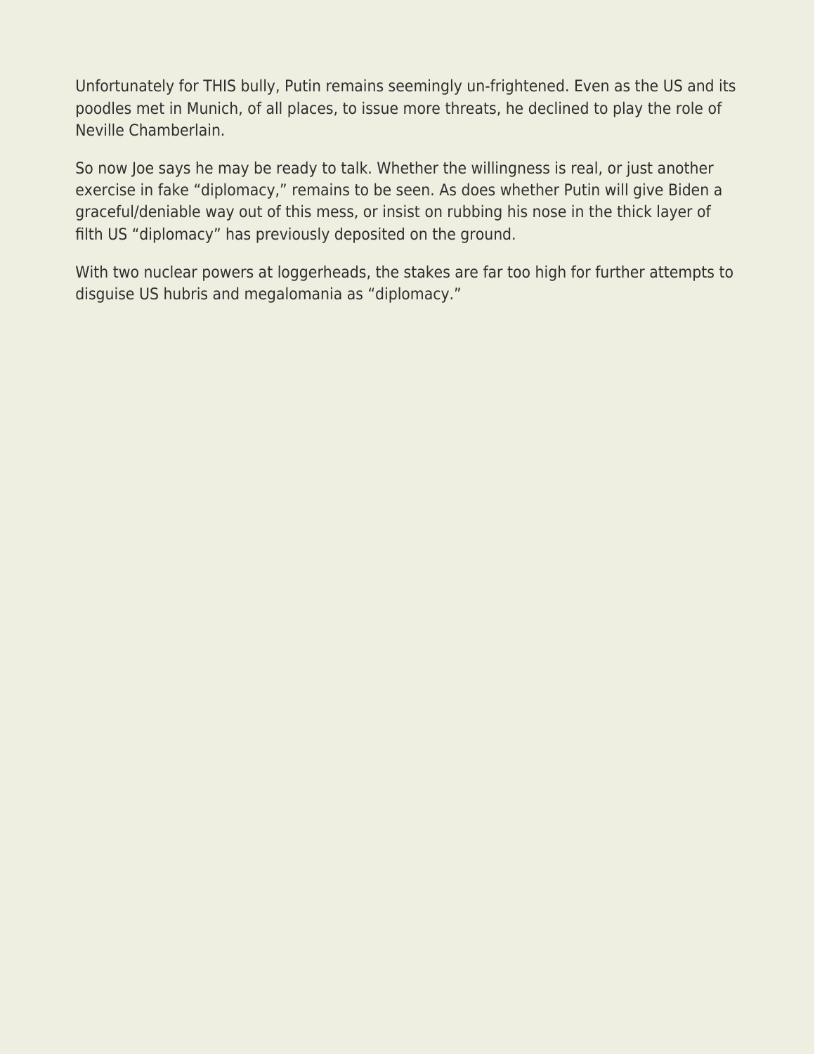Unfortunately for THIS bully, Putin remains seemingly un-frightened. Even as the US and its poodles met in Munich, of all places, to issue more threats, he declined to play the role of Neville Chamberlain.

So now Joe says he may be ready to talk. Whether the willingness is real, or just another exercise in fake "diplomacy," remains to be seen. As does whether Putin will give Biden a graceful/deniable way out of this mess, or insist on rubbing his nose in the thick layer of filth US "diplomacy" has previously deposited on the ground.

With two nuclear powers at loggerheads, the stakes are far too high for further attempts to disguise US hubris and megalomania as "diplomacy."